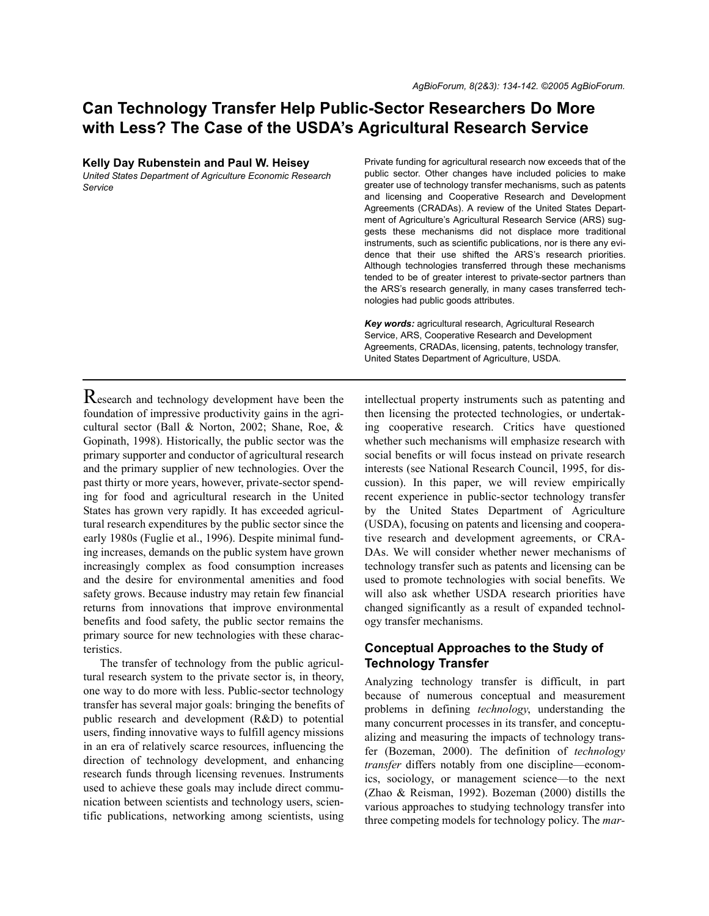# Can Technology Transfer Help Public-Sector Researchers Do More with Less? The Case of the USDA's Agricultural Research Service

**Kelly Day Rubenstein and Paul W. Heisey**

*United States Department of Agriculture Economic Research Service*

Private funding for agricultural research now exceeds that of the public sector. Other changes have included policies to make greater use of technology transfer mechanisms, such as patents and licensing and Cooperative Research and Development Agreements (CRADAs). A review of the United States Department of Agriculture's Agricultural Research Service (ARS) suggests these mechanisms did not displace more traditional instruments, such as scientific publications, nor is there any evidence that their use shifted the ARS's research priorities. Although technologies transferred through these mechanisms tended to be of greater interest to private-sector partners than the ARS's research generally, in many cases transferred technologies had public goods attributes.

***Key words:*** agricultural research, Agricultural Research Service, ARS, Cooperative Research and Development Agreements, CRADAs, licensing, patents, technology transfer, United States Department of Agriculture, USDA.

Research and technology development have been the foundation of impressive productivity gains in the agricultural sector (Ball & Norton, 2002; Shane, Roe, & Gopinath, 1998). Historically, the public sector was the primary supporter and conductor of agricultural research and the primary supplier of new technologies. Over the past thirty or more years, however, private-sector spending for food and agricultural research in the United States has grown very rapidly. It has exceeded agricultural research expenditures by the public sector since the early 1980s (Fuglie et al., 1996). Despite minimal funding increases, demands on the public system have grown increasingly complex as food consumption increases and the desire for environmental amenities and food safety grows. Because industry may retain few financial returns from innovations that improve environmental benefits and food safety, the public sector remains the primary source for new technologies with these characteristics.

The transfer of technology from the public agricultural research system to the private sector is, in theory, one way to do more with less. Public-sector technology transfer has several major goals: bringing the benefits of public research and development (R&D) to potential users, finding innovative ways to fulfill agency missions in an era of relatively scarce resources, influencing the direction of technology development, and enhancing research funds through licensing revenues. Instruments used to achieve these goals may include direct communication between scientists and technology users, scientific publications, networking among scientists, using intellectual property instruments such as patenting and then licensing the protected technologies, or undertaking cooperative research. Critics have questioned whether such mechanisms will emphasize research with social benefits or will focus instead on private research interests (see National Research Council, 1995, for discussion). In this paper, we will review empirically recent experience in public-sector technology transfer by the United States Department of Agriculture (USDA), focusing on patents and licensing and cooperative research and development agreements, or CRADAs. We will consider whether newer mechanisms of technology transfer such as patents and licensing can be used to promote technologies with social benefits. We will also ask whether USDA research priorities have changed significantly as a result of expanded technology transfer mechanisms.

## Conceptual Approaches to the Study of Technology Transfer

Analyzing technology transfer is difficult, in part because of numerous conceptual and measurement problems in defining *technology*, understanding the many concurrent processes in its transfer, and conceptualizing and measuring the impacts of technology transfer (Bozeman, 2000). The definition of *technology transfer* differs notably from one discipline—economics, sociology, or management science—to the next (Zhao & Reisman, 1992). Bozeman (2000) distills the various approaches to studying technology transfer into three competing models for technology policy. The *mar-*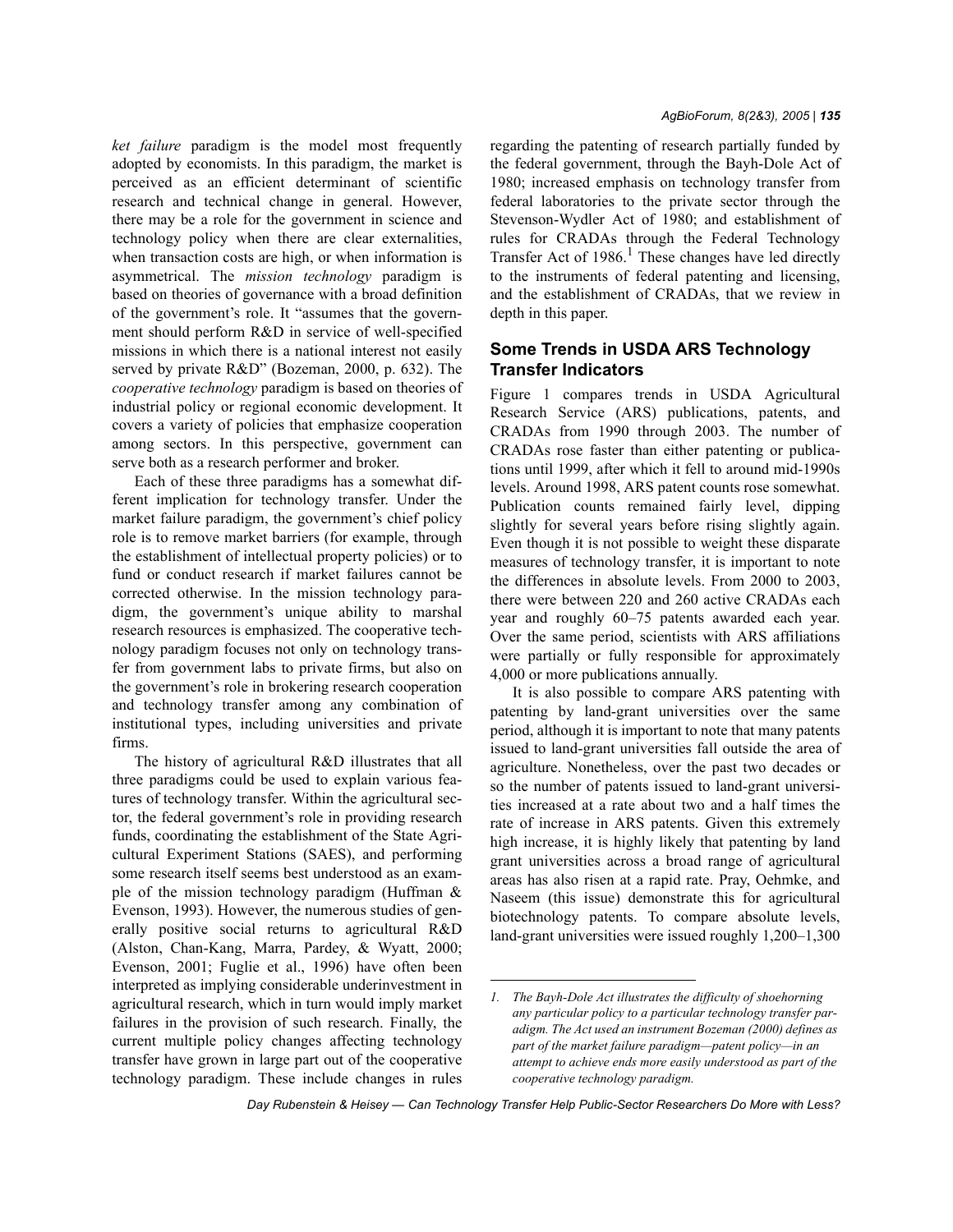*ket failure* paradigm is the model most frequently adopted by economists. In this paradigm, the market is perceived as an efficient determinant of scientific research and technical change in general. However, there may be a role for the government in science and technology policy when there are clear externalities, when transaction costs are high, or when information is asymmetrical. The *mission technology* paradigm is based on theories of governance with a broad definition of the government's role. It "assumes that the government should perform R&D in service of well-specified missions in which there is a national interest not easily served by private R&D" (Bozeman, 2000, p. 632). The *cooperative technology* paradigm is based on theories of industrial policy or regional economic development. It covers a variety of policies that emphasize cooperation among sectors. In this perspective, government can serve both as a research performer and broker.

Each of these three paradigms has a somewhat different implication for technology transfer. Under the market failure paradigm, the government's chief policy role is to remove market barriers (for example, through the establishment of intellectual property policies) or to fund or conduct research if market failures cannot be corrected otherwise. In the mission technology paradigm, the government's unique ability to marshal research resources is emphasized. The cooperative technology paradigm focuses not only on technology transfer from government labs to private firms, but also on the government's role in brokering research cooperation and technology transfer among any combination of institutional types, including universities and private firms.

The history of agricultural R&D illustrates that all three paradigms could be used to explain various features of technology transfer. Within the agricultural sector, the federal government's role in providing research funds, coordinating the establishment of the State Agricultural Experiment Stations (SAES), and performing some research itself seems best understood as an example of the mission technology paradigm (Huffman & Evenson, 1993). However, the numerous studies of generally positive social returns to agricultural R&D (Alston, Chan-Kang, Marra, Pardey, & Wyatt, 2000; Evenson, 2001; Fuglie et al., 1996) have often been interpreted as implying considerable underinvestment in agricultural research, which in turn would imply market failures in the provision of such research. Finally, the current multiple policy changes affecting technology transfer have grown in large part out of the cooperative technology paradigm. These include changes in rules regarding the patenting of research partially funded by the federal government, through the Bayh-Dole Act of 1980; increased emphasis on technology transfer from federal laboratories to the private sector through the Stevenson-Wydler Act of 1980; and establishment of rules for CRADAs through the Federal Technology Transfer Act of 1986.[1] These changes have led directly to the instruments of federal patenting and licensing, and the establishment of CRADAs, that we review in depth in this paper.

## Some Trends in USDA ARS Technology Transfer Indicators

Figure 1 compares trends in USDA Agricultural Research Service (ARS) publications, patents, and CRADAs from 1990 through 2003. The number of CRADAs rose faster than either patenting or publications until 1999, after which it fell to around mid-1990s levels. Around 1998, ARS patent counts rose somewhat. Publication counts remained fairly level, dipping slightly for several years before rising slightly again. Even though it is not possible to weight these disparate measures of technology transfer, it is important to note the differences in absolute levels. From 2000 to 2003, there were between 220 and 260 active CRADAs each year and roughly 60–75 patents awarded each year. Over the same period, scientists with ARS affiliations were partially or fully responsible for approximately 4,000 or more publications annually.

It is also possible to compare ARS patenting with patenting by land-grant universities over the same period, although it is important to note that many patents issued to land-grant universities fall outside the area of agriculture. Nonetheless, over the past two decades or so the number of patents issued to land-grant universities increased at a rate about two and a half times the rate of increase in ARS patents. Given this extremely high increase, it is highly likely that patenting by land grant universities across a broad range of agricultural areas has also risen at a rapid rate. Pray, Oehmke, and Naseem (this issue) demonstrate this for agricultural biotechnology patents. To compare absolute levels, land-grant universities were issued roughly 1,200–1,300

---

1. *The Bayh-Dole Act illustrates the difficulty of shoehorning any particular policy to a particular technology transfer paradigm. The Act used an instrument Bozeman (2000) defines as part of the market failure paradigm—patent policy—in an attempt to achieve ends more easily understood as part of the cooperative technology paradigm.*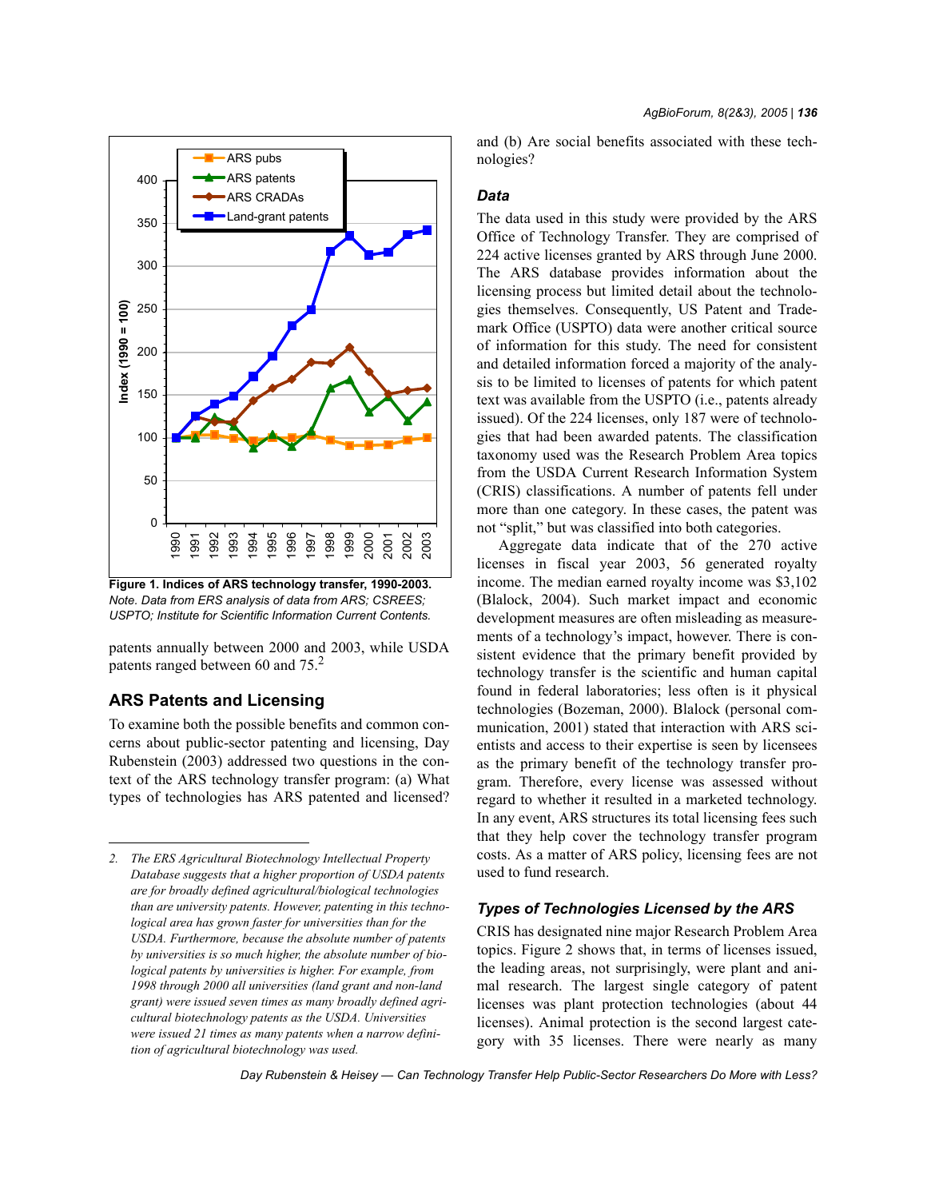Figure 1. Indices of ARS technology transfer, 1990-2003.

*Note. Data from ERS analysis of data from ARS; CSREES; USPTO; Institute for Scientific Information Current Contents.*

patents annually between 2000 and 2003, while USDA patents ranged between 60 and 75.[2]

## ARS Patents and Licensing

To examine both the possible benefits and common concerns about public-sector patenting and licensing, Day Rubenstein (2003) addressed two questions in the context of the ARS technology transfer program: (a) What types of technologies has ARS patented and licensed? and (b) Are social benefits associated with these technologies?

### Data

The data used in this study were provided by the ARS Office of Technology Transfer. They are comprised of 224 active licenses granted by ARS through June 2000. The ARS database provides information about the licensing process but limited detail about the technologies themselves. Consequently, US Patent and Trademark Office (USPTO) data were another critical source of information for this study. The need for consistent and detailed information forced a majority of the analysis to be limited to licenses of patents for which patent text was available from the USPTO (i.e., patents already issued). Of the 224 licenses, only 187 were of technologies that had been awarded patents. The classification taxonomy used was the Research Problem Area topics from the USDA Current Research Information System (CRIS) classifications. A number of patents fell under more than one category. In these cases, the patent was not "split," but was classified into both categories.

Aggregate data indicate that of the 270 active licenses in fiscal year 2003, 56 generated royalty income. The median earned royalty income was $3,102 (Blalock, 2004). Such market impact and economic development measures are often misleading as measurements of a technology's impact, however. There is consistent evidence that the primary benefit provided by technology transfer is the scientific and human capital found in federal laboratories; less often is it physical technologies (Bozeman, 2000). Blalock (personal communication, 2001) stated that interaction with ARS scientists and access to their expertise is seen by licensees as the primary benefit of the technology transfer program. Therefore, every license was assessed without regard to whether it resulted in a marketed technology. In any event, ARS structures its total licensing fees such that they help cover the technology transfer program costs. As a matter of ARS policy, licensing fees are not used to fund research.

### Types of Technologies Licensed by the ARS

CRIS has designated nine major Research Problem Area topics. Figure 2 shows that, in terms of licenses issued, the leading areas, not surprisingly, were plant and animal research. The largest single category of patent licenses was plant protection technologies (about 44 licenses). Animal protection is the second largest category with 35 licenses. There were nearly as many

---

*2. The ERS Agricultural Biotechnology Intellectual Property Database suggests that a higher proportion of USDA patents are for broadly defined agricultural/biological technologies than are university patents. However, patenting in this technological area has grown faster for universities than for the USDA. Furthermore, because the absolute number of patents by universities is so much higher, the absolute number of biological patents by universities is higher. For example, from 1998 through 2000 all universities (land grant and non-land grant) were issued seven times as many broadly defined agricultural biotechnology patents as the USDA. Universities were issued 21 times as many patents when a narrow definition of agricultural biotechnology was used.*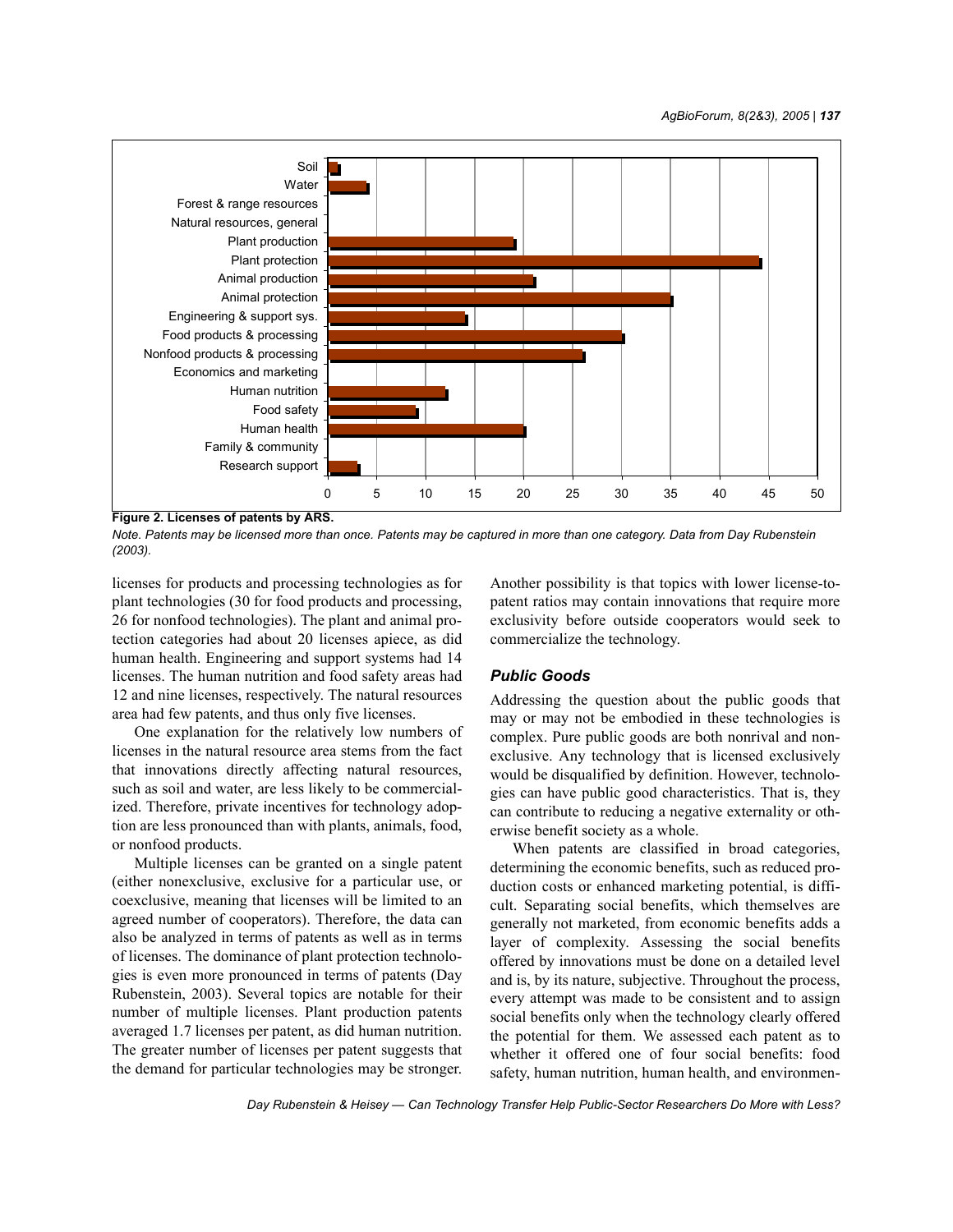**Figure 2. Licenses of patents by ARS.**

*Note. Patents may be licensed more than once. Patents may be captured in more than one category. Data from Day Rubenstein (2003).*

licenses for products and processing technologies as for plant technologies (30 for food products and processing, 26 for nonfood technologies). The plant and animal protection categories had about 20 licenses apiece, as did human health. Engineering and support systems had 14 licenses. The human nutrition and food safety areas had 12 and nine licenses, respectively. The natural resources area had few patents, and thus only five licenses.

One explanation for the relatively low numbers of licenses in the natural resource area stems from the fact that innovations directly affecting natural resources, such as soil and water, are less likely to be commercialized. Therefore, private incentives for technology adoption are less pronounced than with plants, animals, food, or nonfood products.

Multiple licenses can be granted on a single patent (either nonexclusive, exclusive for a particular use, or coexclusive, meaning that licenses will be limited to an agreed number of cooperators). Therefore, the data can also be analyzed in terms of patents as well as in terms of licenses. The dominance of plant protection technologies is even more pronounced in terms of patents (Day Rubenstein, 2003). Several topics are notable for their number of multiple licenses. Plant production patents averaged 1.7 licenses per patent, as did human nutrition. The greater number of licenses per patent suggests that the demand for particular technologies may be stronger. Another possibility is that topics with lower license-to-patent ratios may contain innovations that require more exclusivity before outside cooperators would seek to commercialize the technology.

### *Public Goods*

Addressing the question about the public goods that may or may not be embodied in these technologies is complex. Pure public goods are both nonrival and nonexclusive. Any technology that is licensed exclusively would be disqualified by definition. However, technologies can have public good characteristics. That is, they can contribute to reducing a negative externality or otherwise benefit society as a whole.

When patents are classified in broad categories, determining the economic benefits, such as reduced production costs or enhanced marketing potential, is difficult. Separating social benefits, which themselves are generally not marketed, from economic benefits adds a layer of complexity. Assessing the social benefits offered by innovations must be done on a detailed level and is, by its nature, subjective. Throughout the process, every attempt was made to be consistent and to assign social benefits only when the technology clearly offered the potential for them. We assessed each patent as to whether it offered one of four social benefits: food safety, human nutrition, human health, and environmen-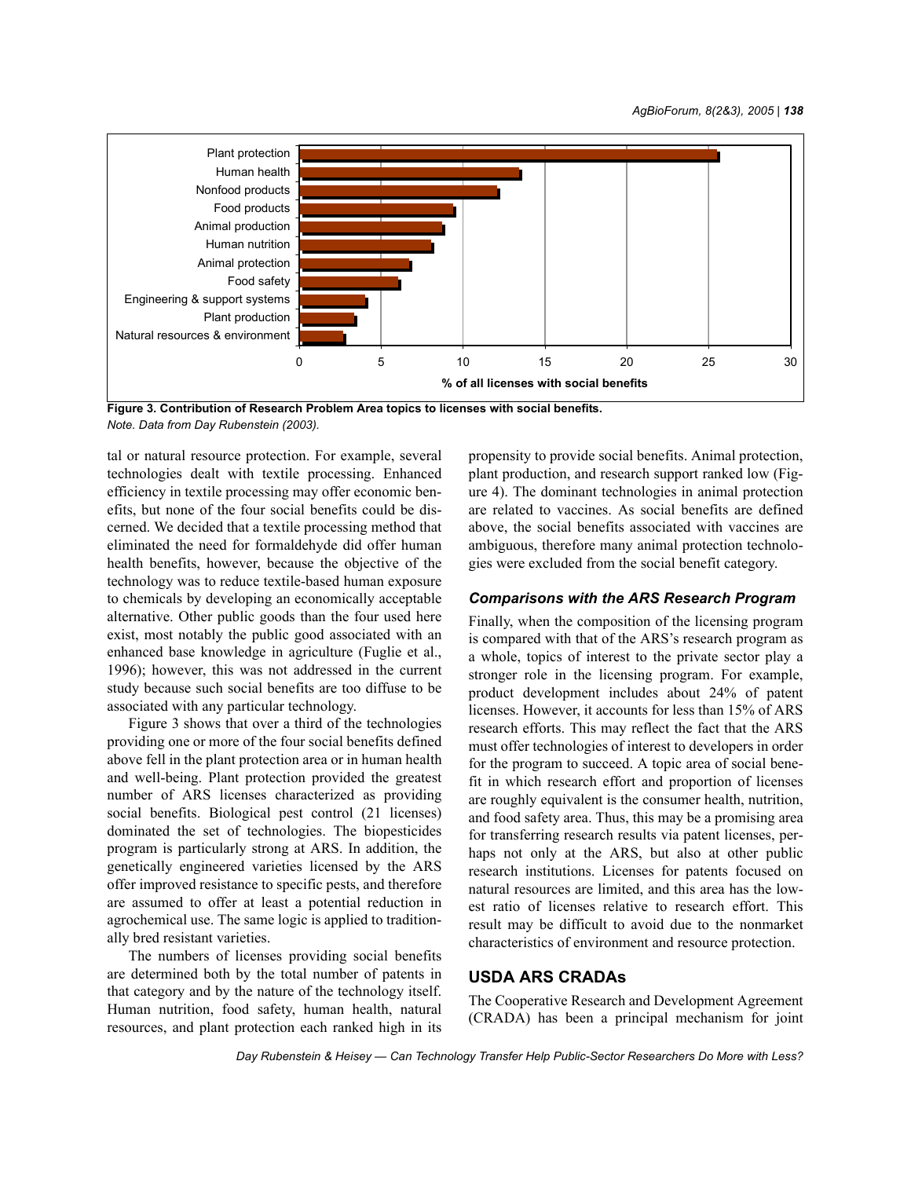**Figure 3. Contribution of Research Problem Area topics to licenses with social benefits.**
*Note. Data from Day Rubenstein (2003).*

tal or natural resource protection. For example, several technologies dealt with textile processing. Enhanced efficiency in textile processing may offer economic benefits, but none of the four social benefits could be discerned. We decided that a textile processing method that eliminated the need for formaldehyde did offer human health benefits, however, because the objective of the technology was to reduce textile-based human exposure to chemicals by developing an economically acceptable alternative. Other public goods than the four used here exist, most notably the public good associated with an enhanced base knowledge in agriculture (Fuglie et al., 1996); however, this was not addressed in the current study because such social benefits are too diffuse to be associated with any particular technology.

Figure 3 shows that over a third of the technologies providing one or more of the four social benefits defined above fell in the plant protection area or in human health and well-being. Plant protection provided the greatest number of ARS licenses characterized as providing social benefits. Biological pest control (21 licenses) dominated the set of technologies. The biopesticides program is particularly strong at ARS. In addition, the genetically engineered varieties licensed by the ARS offer improved resistance to specific pests, and therefore are assumed to offer at least a potential reduction in agrochemical use. The same logic is applied to traditionally bred resistant varieties.

The numbers of licenses providing social benefits are determined both by the total number of patents in that category and by the nature of the technology itself. Human nutrition, food safety, human health, natural resources, and plant protection each ranked high in its propensity to provide social benefits. Animal protection, plant production, and research support ranked low (Figure 4). The dominant technologies in animal protection are related to vaccines. As social benefits are defined above, the social benefits associated with vaccines are ambiguous, therefore many animal protection technologies were excluded from the social benefit category.

### *Comparisons with the ARS Research Program*

Finally, when the composition of the licensing program is compared with that of the ARS's research program as a whole, topics of interest to the private sector play a stronger role in the licensing program. For example, product development includes about 24% of patent licenses. However, it accounts for less than 15% of ARS research efforts. This may reflect the fact that the ARS must offer technologies of interest to developers in order for the program to succeed. A topic area of social benefit in which research effort and proportion of licenses are roughly equivalent is the consumer health, nutrition, and food safety area. Thus, this may be a promising area for transferring research results via patent licenses, perhaps not only at the ARS, but also at other public research institutions. Licenses for patents focused on natural resources are limited, and this area has the lowest ratio of licenses relative to research effort. This result may be difficult to avoid due to the nonmarket characteristics of environment and resource protection.

## USDA ARS CRADAs

The Cooperative Research and Development Agreement (CRADA) has been a principal mechanism for joint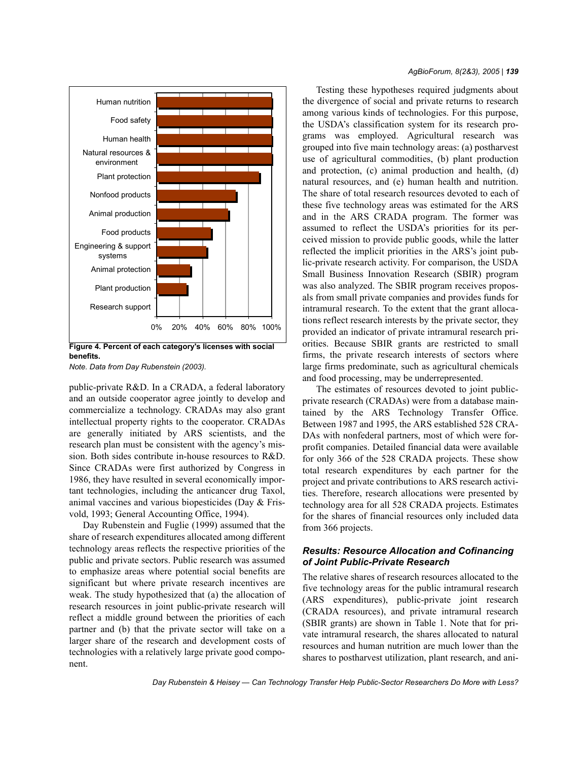Figure 4. Percent of each category's licenses with social benefits.

*Note.* Data from Day Rubenstein (2003).

public-private R&D. In a CRADA, a federal laboratory and an outside cooperator agree jointly to develop and commercialize a technology. CRADAs may also grant intellectual property rights to the cooperator. CRADAs are generally initiated by ARS scientists, and the research plan must be consistent with the agency's mission. Both sides contribute in-house resources to R&D. Since CRADAs were first authorized by Congress in 1986, they have resulted in several economically important technologies, including the anticancer drug Taxol, animal vaccines and various biopesticides (Day & Frisvold, 1993; General Accounting Office, 1994).

Day Rubenstein and Fuglie (1999) assumed that the share of research expenditures allocated among different technology areas reflects the respective priorities of the public and private sectors. Public research was assumed to emphasize areas where potential social benefits are significant but where private research incentives are weak. The study hypothesized that (a) the allocation of research resources in joint public-private research will reflect a middle ground between the priorities of each partner and (b) that the private sector will take on a larger share of the research and development costs of technologies with a relatively large private good component.

Testing these hypotheses required judgments about the divergence of social and private returns to research among various kinds of technologies. For this purpose, the USDA's classification system for its research programs was employed. Agricultural research was grouped into five main technology areas: (a) postharvest use of agricultural commodities, (b) plant production and protection, (c) animal production and health, (d) natural resources, and (e) human health and nutrition. The share of total research resources devoted to each of these five technology areas was estimated for the ARS and in the ARS CRADA program. The former was assumed to reflect the USDA's priorities for its perceived mission to provide public goods, while the latter reflected the implicit priorities in the ARS's joint public-private research activity. For comparison, the USDA Small Business Innovation Research (SBIR) program was also analyzed. The SBIR program receives proposals from small private companies and provides funds for intramural research. To the extent that the grant allocations reflect research interests by the private sector, they provided an indicator of private intramural research priorities. Because SBIR grants are restricted to small firms, the private research interests of sectors where large firms predominate, such as agricultural chemicals and food processing, may be underrepresented.

The estimates of resources devoted to joint public-private research (CRADAs) were from a database maintained by the ARS Technology Transfer Office. Between 1987 and 1995, the ARS established 528 CRADAs with nonfederal partners, most of which were for-profit companies. Detailed financial data were available for only 366 of the 528 CRADA projects. These show total research expenditures by each partner for the project and private contributions to ARS research activities. Therefore, research allocations were presented by technology area for all 528 CRADA projects. Estimates for the shares of financial resources only included data from 366 projects.

### *Results: Resource Allocation and Cofinancing of Joint Public-Private Research*

The relative shares of research resources allocated to the five technology areas for the public intramural research (ARS expenditures), public-private joint research (CRADA resources), and private intramural research (SBIR grants) are shown in Table 1. Note that for private intramural research, the shares allocated to natural resources and human nutrition are much lower than the shares to postharvest utilization, plant research, and ani-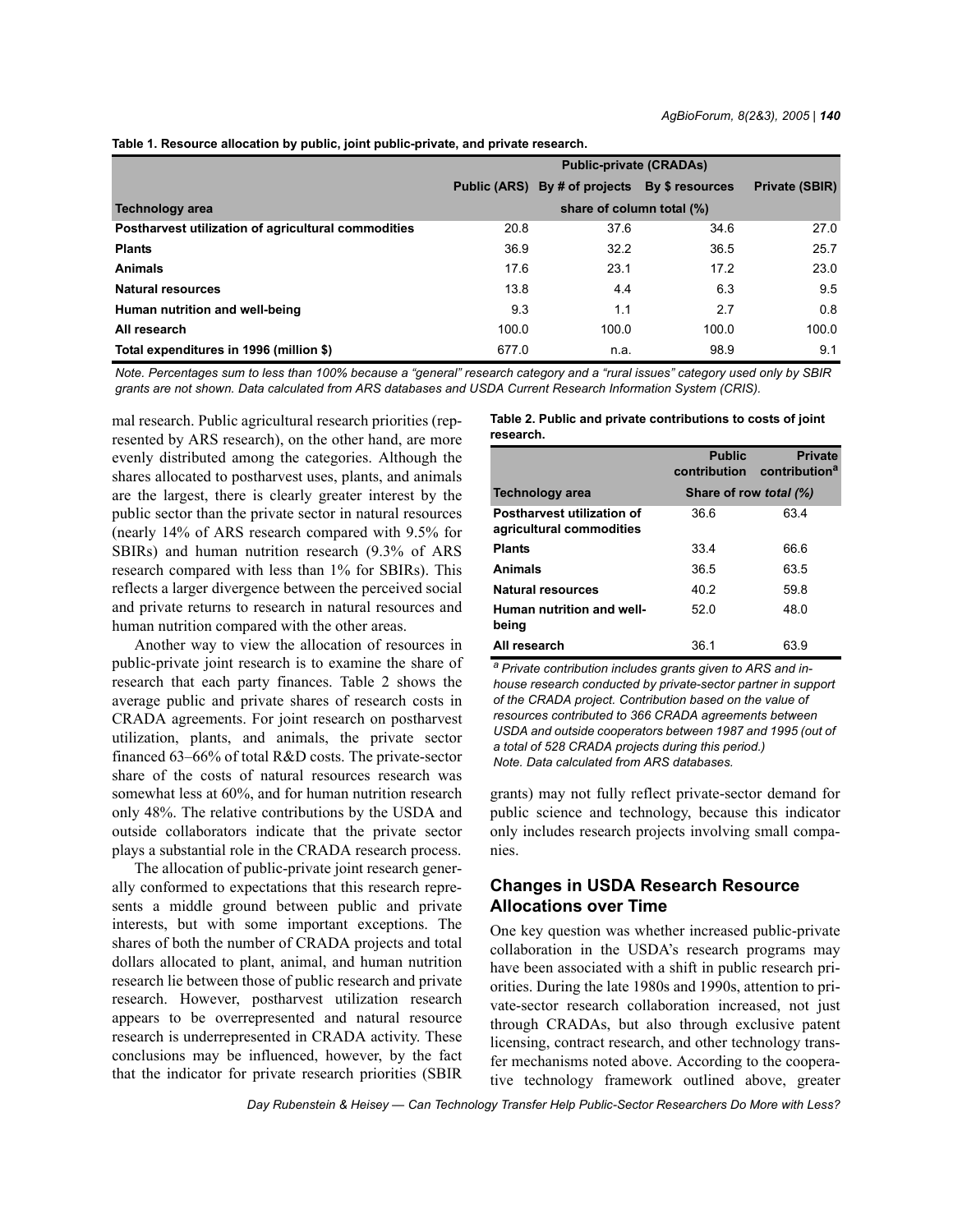**Table 1. Resource allocation by public, joint public-private, and private research.**

| | | Public-private (CRADAs) | | |
|---|---|---|---|---|
| | Public (ARS) | By # of projects | By $ resources | Private (SBIR) |
| **Technology area** | share of column total (%) | | | |
| **Postharvest utilization of agricultural commodities** | 20.8 | 37.6 | 34.6 | 27.0 |
| **Plants** | 36.9 | 32.2 | 36.5 | 25.7 |
| **Animals** | 17.6 | 23.1 | 17.2 | 23.0 |
| **Natural resources** | 13.8 | 4.4 | 6.3 | 9.5 |
| **Human nutrition and well-being** | 9.3 | 1.1 | 2.7 | 0.8 |
| **All research** | 100.0 | 100.0 | 100.0 | 100.0 |
| **Total expenditures in 1996 (million $)** | 677.0 | n.a. | 98.9 | 9.1 |

*Note. Percentages sum to less than 100% because a "general" research category and a "rural issues" category used only by SBIR grants are not shown. Data calculated from ARS databases and USDA Current Research Information System (CRIS).*

mal research. Public agricultural research priorities (represented by ARS research), on the other hand, are more evenly distributed among the categories. Although the shares allocated to postharvest uses, plants, and animals are the largest, there is clearly greater interest by the public sector than the private sector in natural resources (nearly 14% of ARS research compared with 9.5% for SBIRs) and human nutrition research (9.3% of ARS research compared with less than 1% for SBIRs). This reflects a larger divergence between the perceived social and private returns to research in natural resources and human nutrition compared with the other areas.

Another way to view the allocation of resources in public-private joint research is to examine the share of research that each party finances. Table 2 shows the average public and private shares of research costs in CRADA agreements. For joint research on postharvest utilization, plants, and animals, the private sector financed 63–66% of total R&D costs. The private-sector share of the costs of natural resources research was somewhat less at 60%, and for human nutrition research only 48%. The relative contributions by the USDA and outside collaborators indicate that the private sector plays a substantial role in the CRADA research process.

The allocation of public-private joint research generally conformed to expectations that this research represents a middle ground between public and private interests, but with some important exceptions. The shares of both the number of CRADA projects and total dollars allocated to plant, animal, and human nutrition research lie between those of public research and private research. However, postharvest utilization research appears to be overrepresented and natural resource research is underrepresented in CRADA activity. These conclusions may be influenced, however, by the fact that the indicator for private research priorities (SBIR grants) may not fully reflect private-sector demand for public science and technology, because this indicator only includes research projects involving small companies.

**Table 2. Public and private contributions to costs of joint research.**

| | Public contribution | Private contribution[a] |
|---|---|---|
| **Technology area** | Share of row *total (%)* | |
| **Postharvest utilization of agricultural commodities** | 36.6 | 63.4 |
| **Plants** | 33.4 | 66.6 |
| **Animals** | 36.5 | 63.5 |
| **Natural resources** | 40.2 | 59.8 |
| **Human nutrition and well-being** | 52.0 | 48.0 |
| **All research** | 36.1 | 63.9 |

*[a] Private contribution includes grants given to ARS and in-house research conducted by private-sector partner in support of the CRADA project. Contribution based on the value of resources contributed to 366 CRADA agreements between USDA and outside cooperators between 1987 and 1995 (out of a total of 528 CRADA projects during this period.)*
*Note. Data calculated from ARS databases.*

## Changes in USDA Research Resource Allocations over Time

One key question was whether increased public-private collaboration in the USDA's research programs may have been associated with a shift in public research priorities. During the late 1980s and 1990s, attention to private-sector research collaboration increased, not just through CRADAs, but also through exclusive patent licensing, contract research, and other technology transfer mechanisms noted above. According to the cooperative technology framework outlined above, greater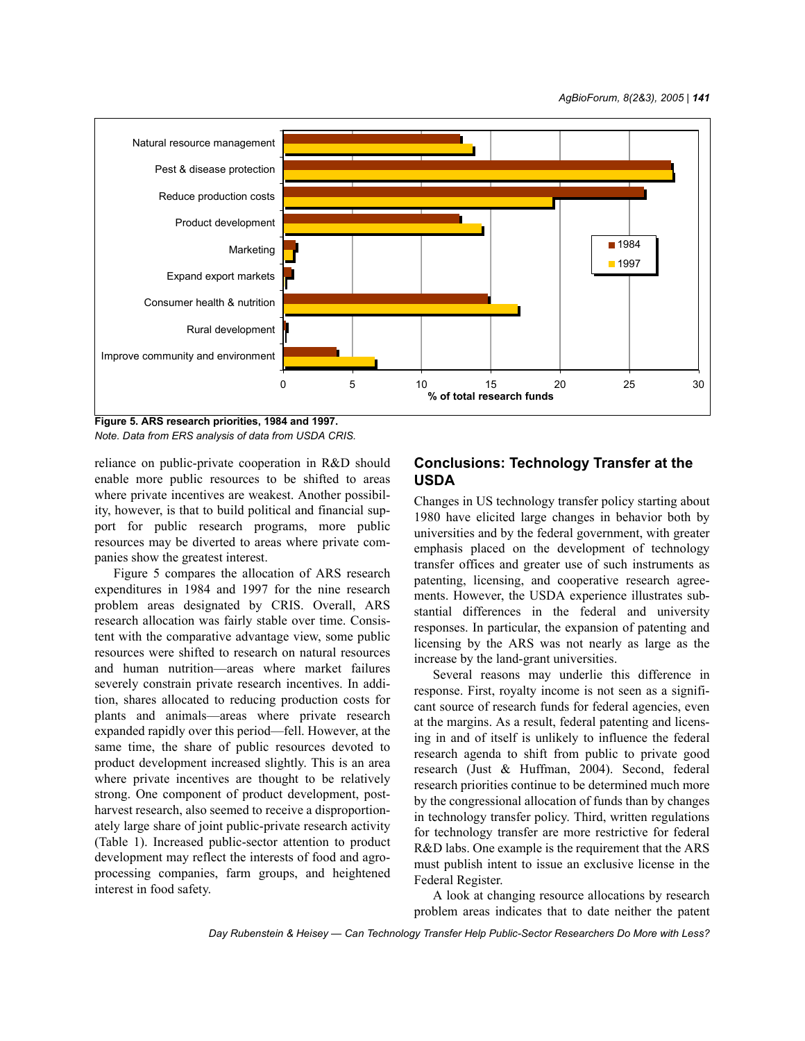Figure 5. ARS research priorities, 1984 and 1997.

*Note. Data from ERS analysis of data from USDA CRIS.*

reliance on public-private cooperation in R&D should enable more public resources to be shifted to areas where private incentives are weakest. Another possibility, however, is that to build political and financial support for public research programs, more public resources may be diverted to areas where private companies show the greatest interest.

Figure 5 compares the allocation of ARS research expenditures in 1984 and 1997 for the nine research problem areas designated by CRIS. Overall, ARS research allocation was fairly stable over time. Consistent with the comparative advantage view, some public resources were shifted to research on natural resources and human nutrition—areas where market failures severely constrain private research incentives. In addition, shares allocated to reducing production costs for plants and animals—areas where private research expanded rapidly over this period—fell. However, at the same time, the share of public resources devoted to product development increased slightly. This is an area where private incentives are thought to be relatively strong. One component of product development, post-harvest research, also seemed to receive a disproportionately large share of joint public-private research activity (Table 1). Increased public-sector attention to product development may reflect the interests of food and agro-processing companies, farm groups, and heightened interest in food safety.

## Conclusions: Technology Transfer at the USDA

Changes in US technology transfer policy starting about 1980 have elicited large changes in behavior both by universities and by the federal government, with greater emphasis placed on the development of technology transfer offices and greater use of such instruments as patenting, licensing, and cooperative research agreements. However, the USDA experience illustrates substantial differences in the federal and university responses. In particular, the expansion of patenting and licensing by the ARS was not nearly as large as the increase by the land-grant universities.

Several reasons may underlie this difference in response. First, royalty income is not seen as a significant source of research funds for federal agencies, even at the margins. As a result, federal patenting and licensing in and of itself is unlikely to influence the federal research agenda to shift from public to private good research (Just & Huffman, 2004). Second, federal research priorities continue to be determined much more by the congressional allocation of funds than by changes in technology transfer policy. Third, written regulations for technology transfer are more restrictive for federal R&D labs. One example is the requirement that the ARS must publish intent to issue an exclusive license in the Federal Register.

A look at changing resource allocations by research problem areas indicates that to date neither the patent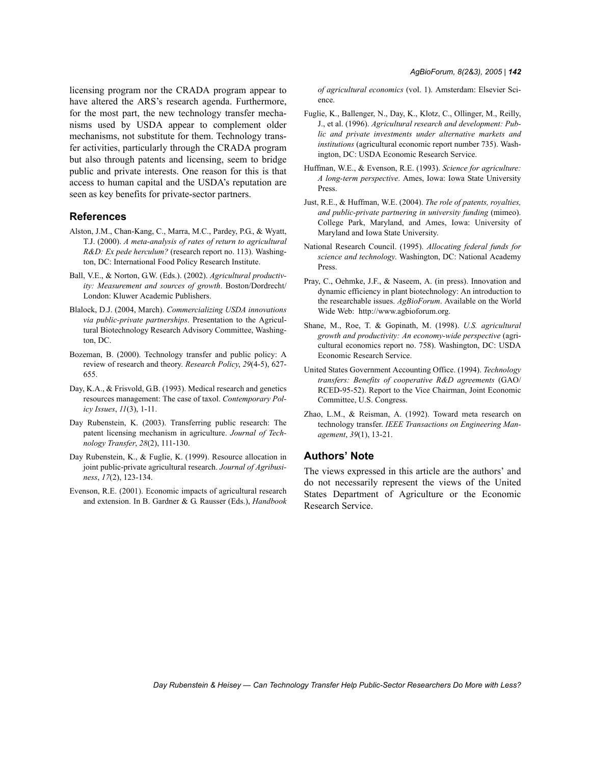licensing program nor the CRADA program appear to have altered the ARS's research agenda. Furthermore, for the most part, the new technology transfer mechanisms used by USDA appear to complement older mechanisms, not substitute for them. Technology transfer activities, particularly through the CRADA program but also through patents and licensing, seem to bridge public and private interests. One reason for this is that access to human capital and the USDA's reputation are seen as key benefits for private-sector partners.

## References

Alston, J.M., Chan-Kang, C., Marra, M.C., Pardey, P.G., & Wyatt, T.J. (2000). *A meta-analysis of rates of return to agricultural R&D: Ex pede herculum?* (research report no. 113). Washington, DC: International Food Policy Research Institute.

Ball, V.E., & Norton, G.W. (Eds.). (2002). *Agricultural productivity: Measurement and sources of growth*. Boston/Dordrecht/London: Kluwer Academic Publishers.

Blalock, D.J. (2004, March). *Commercializing USDA innovations via public-private partnerships*. Presentation to the Agricultural Biotechnology Research Advisory Committee, Washington, DC.

Bozeman, B. (2000). Technology transfer and public policy: A review of research and theory. *Research Policy*, *29*(4-5), 627-655.

Day, K.A., & Frisvold, G.B. (1993). Medical research and genetics resources management: The case of taxol. *Contemporary Policy Issues*, *11*(3), 1-11.

Day Rubenstein, K. (2003). Transferring public research: The patent licensing mechanism in agriculture. *Journal of Technology Transfer*, *28*(2), 111-130.

Day Rubenstein, K., & Fuglie, K. (1999). Resource allocation in joint public-private agricultural research. *Journal of Agribusiness*, *17*(2), 123-134.

Evenson, R.E. (2001). Economic impacts of agricultural research and extension. In B. Gardner & G. Rausser (Eds.), *Handbook of agricultural economics* (vol. 1). Amsterdam: Elsevier Science.

Fuglie, K., Ballenger, N., Day, K., Klotz, C., Ollinger, M., Reilly, J., et al. (1996). *Agricultural research and development: Public and private investments under alternative markets and institutions* (agricultural economic report number 735). Washington, DC: USDA Economic Research Service.

Huffman, W.E., & Evenson, R.E. (1993). *Science for agriculture: A long-term perspective*. Ames, Iowa: Iowa State University Press.

Just, R.E., & Huffman, W.E. (2004). *The role of patents, royalties, and public-private partnering in university funding* (mimeo). College Park, Maryland, and Ames, Iowa: University of Maryland and Iowa State University.

National Research Council. (1995). *Allocating federal funds for science and technology*. Washington, DC: National Academy Press.

Pray, C., Oehmke, J.F., & Naseem, A. (in press). Innovation and dynamic efficiency in plant biotechnology: An introduction to the researchable issues. *AgBioForum*. Available on the World Wide Web: http://www.agbioforum.org.

Shane, M., Roe, T. & Gopinath, M. (1998). *U.S. agricultural growth and productivity: An economy-wide perspective* (agricultural economics report no. 758). Washington, DC: USDA Economic Research Service.

United States Government Accounting Office. (1994). *Technology transfers: Benefits of cooperative R&D agreements* (GAO/RCED-95-52). Report to the Vice Chairman, Joint Economic Committee, U.S. Congress.

Zhao, L.M., & Reisman, A. (1992). Toward meta research on technology transfer. *IEEE Transactions on Engineering Management*, *39*(1), 13-21.

## Authors' Note

The views expressed in this article are the authors' and do not necessarily represent the views of the United States Department of Agriculture or the Economic Research Service.